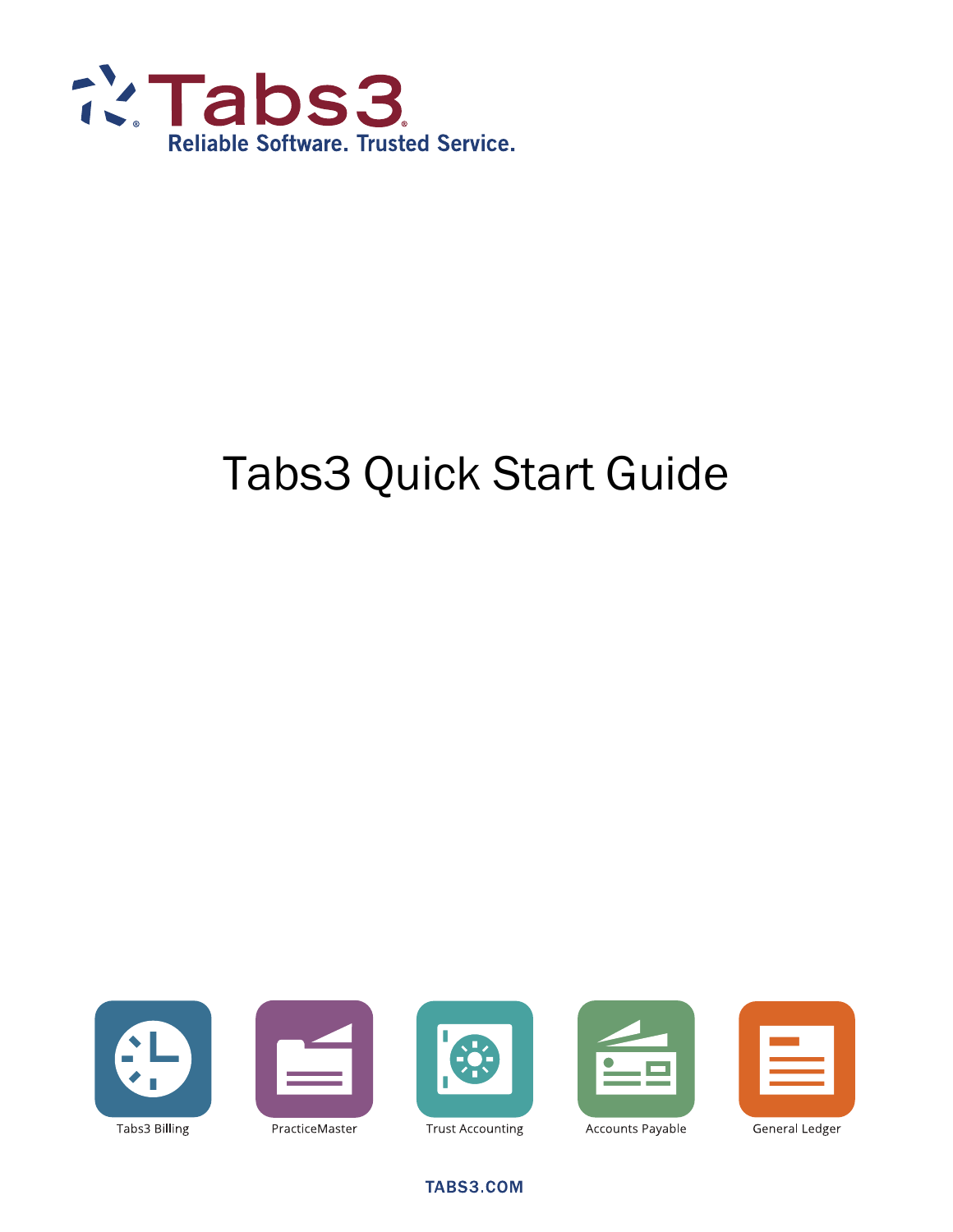Tabs3

Reliable Software. Trusted Service.

# Tabs3 Quick Start Guide

Tabs3 Billing

PracticeMaster

Trust Accounting

Accounts Payable

General Ledger

TABS3.COM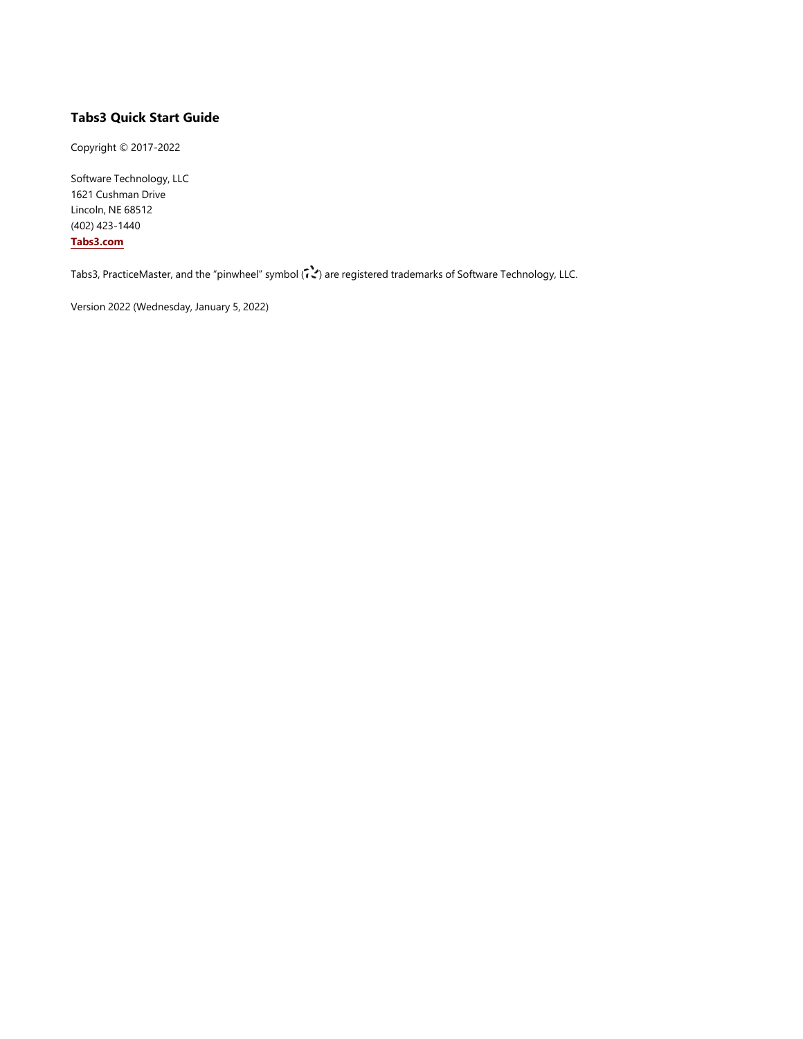**Tabs3 Quick Start Guide**

Copyright © 2017-2022

Software Technology, LLC
1621 Cushman Drive
Lincoln, NE 68512
(402) 423-1440
**Tabs3.com**

Tabs3, PracticeMaster, and the "pinwheel" symbol ( ) are registered trademarks of Software Technology, LLC.

Version 2022 (Wednesday, January 5, 2022)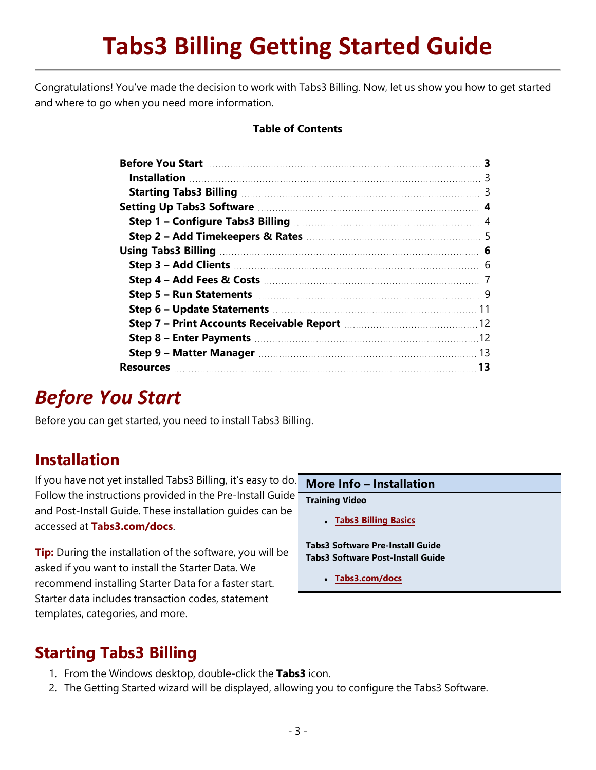# Tabs3 Billing Getting Started Guide

Congratulations! You've made the decision to work with Tabs3 Billing. Now, let us show you how to get started and where to go when you need more information.

**Table of Contents**

| | |
|---|---|
| **Before You Start** | **3** |
| **Installation** | 3 |
| **Starting Tabs3 Billing** | 3 |
| **Setting Up Tabs3 Software** | **4** |
| **Step 1 – Configure Tabs3 Billing** | 4 |
| **Step 2 – Add Timekeepers & Rates** | 5 |
| **Using Tabs3 Billing** | **6** |
| **Step 3 – Add Clients** | 6 |
| **Step 4 – Add Fees & Costs** | 7 |
| **Step 5 – Run Statements** | 9 |
| **Step 6 – Update Statements** | 11 |
| **Step 7 – Print Accounts Receivable Report** | 12 |
| **Step 8 – Enter Payments** | 12 |
| **Step 9 – Matter Manager** | 13 |
| **Resources** | **13** |

# *Before You Start*

Before you can get started, you need to install Tabs3 Billing.

## Installation

If you have not yet installed Tabs3 Billing, it's easy to do. Follow the instructions provided in the Pre-Install Guide and Post-Install Guide. These installation guides can be accessed at **Tabs3.com/docs**.

**Tip:** During the installation of the software, you will be asked if you want to install the Starter Data. We recommend installing Starter Data for a faster start. Starter data includes transaction codes, statement templates, categories, and more.

> **More Info – Installation**
>
> **Training Video**
>
> - **Tabs3 Billing Basics**
>
> **Tabs3 Software Pre-Install Guide**
> **Tabs3 Software Post-Install Guide**
>
> - **Tabs3.com/docs**

## Starting Tabs3 Billing

1. From the Windows desktop, double-click the **Tabs3** icon.
2. The Getting Started wizard will be displayed, allowing you to configure the Tabs3 Software.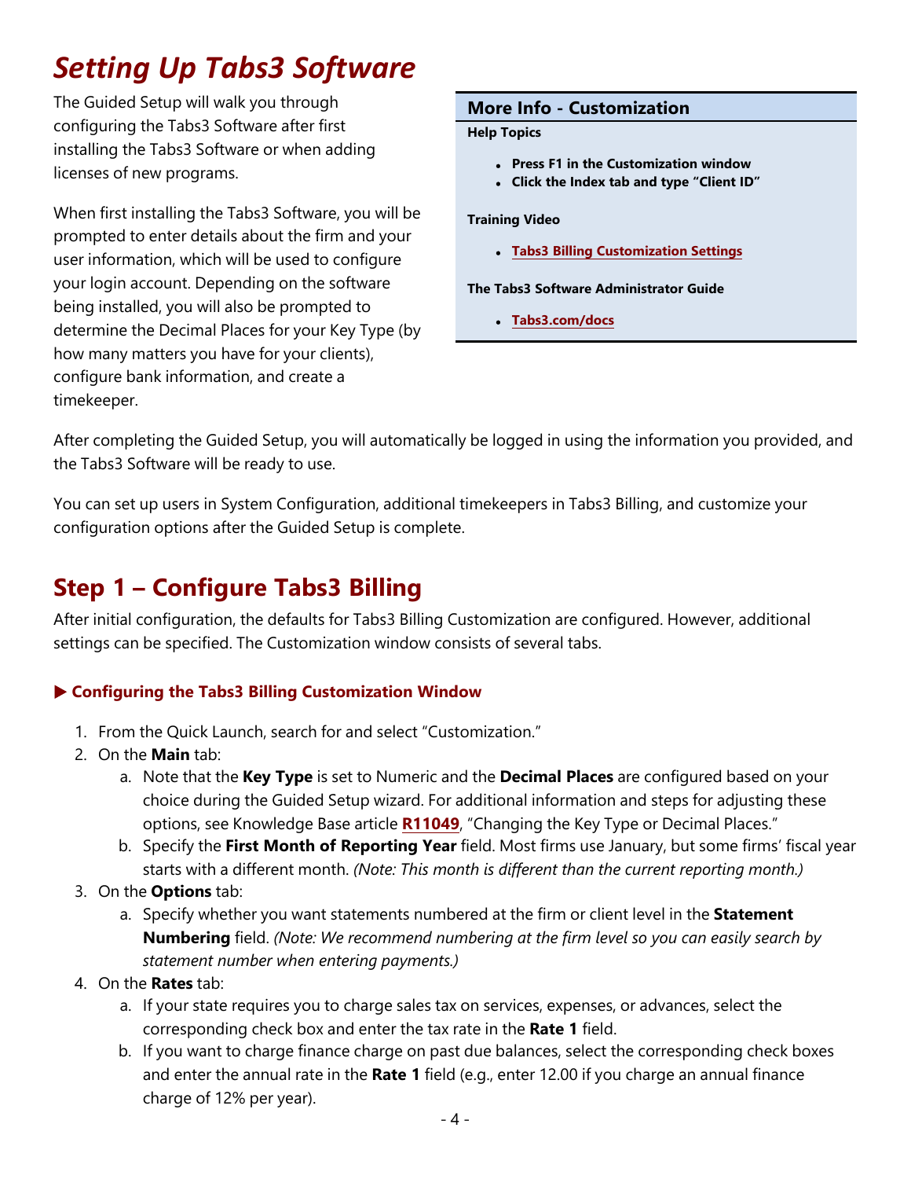# Setting Up Tabs3 Software

The Guided Setup will walk you through configuring the Tabs3 Software after first installing the Tabs3 Software or when adding licenses of new programs.

When first installing the Tabs3 Software, you will be prompted to enter details about the firm and your user information, which will be used to configure your login account. Depending on the software being installed, you will also be prompted to determine the Decimal Places for your Key Type (by how many matters you have for your clients), configure bank information, and create a timekeeper.

> **More Info - Customization**
>
> **Help Topics**
>
> - **Press F1 in the Customization window**
> - **Click the Index tab and type "Client ID"**
>
> **Training Video**
>
> - **Tabs3 Billing Customization Settings**
>
> **The Tabs3 Software Administrator Guide**
>
> - **Tabs3.com/docs**

After completing the Guided Setup, you will automatically be logged in using the information you provided, and the Tabs3 Software will be ready to use.

You can set up users in System Configuration, additional timekeepers in Tabs3 Billing, and customize your configuration options after the Guided Setup is complete.

## Step 1 – Configure Tabs3 Billing

After initial configuration, the defaults for Tabs3 Billing Customization are configured. However, additional settings can be specified. The Customization window consists of several tabs.

### ▶ Configuring the Tabs3 Billing Customization Window

1. From the Quick Launch, search for and select "Customization."
2. On the **Main** tab:
   a. Note that the **Key Type** is set to Numeric and the **Decimal Places** are configured based on your choice during the Guided Setup wizard. For additional information and steps for adjusting these options, see Knowledge Base article **R11049**, "Changing the Key Type or Decimal Places."
   b. Specify the **First Month of Reporting Year** field. Most firms use January, but some firms' fiscal year starts with a different month. *(Note: This month is different than the current reporting month.)*
3. On the **Options** tab:
   a. Specify whether you want statements numbered at the firm or client level in the **Statement Numbering** field. *(Note: We recommend numbering at the firm level so you can easily search by statement number when entering payments.)*
4. On the **Rates** tab:
   a. If your state requires you to charge sales tax on services, expenses, or advances, select the corresponding check box and enter the tax rate in the **Rate 1** field.
   b. If you want to charge finance charge on past due balances, select the corresponding check boxes and enter the annual rate in the **Rate 1** field (e.g., enter 12.00 if you charge an annual finance charge of 12% per year).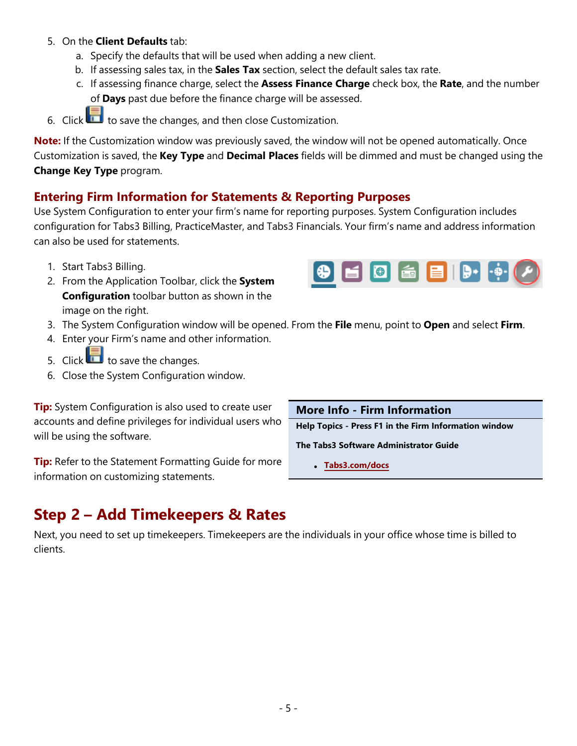5. On the **Client Defaults** tab:
   a. Specify the defaults that will be used when adding a new client.
   b. If assessing sales tax, in the **Sales Tax** section, select the default sales tax rate.
   c. If assessing finance charge, select the **Assess Finance Charge** check box, the **Rate**, and the number of **Days** past due before the finance charge will be assessed.
6. Click to save the changes, and then close Customization.

**Note:** If the Customization window was previously saved, the window will not be opened automatically. Once Customization is saved, the **Key Type** and **Decimal Places** fields will be dimmed and must be changed using the **Change Key Type** program.

### Entering Firm Information for Statements & Reporting Purposes

Use System Configuration to enter your firm's name for reporting purposes. System Configuration includes configuration for Tabs3 Billing, PracticeMaster, and Tabs3 Financials. Your firm's name and address information can also be used for statements.

1. Start Tabs3 Billing.
2. From the Application Toolbar, click the **System Configuration** toolbar button as shown in the image on the right.
3. The System Configuration window will be opened. From the **File** menu, point to **Open** and select **Firm**.
4. Enter your Firm's name and other information.
5. Click to save the changes.
6. Close the System Configuration window.

**Tip:** System Configuration is also used to create user accounts and define privileges for individual users who will be using the software.

**Tip:** Refer to the Statement Formatting Guide for more information on customizing statements.

**More Info - Firm Information**

**Help Topics - Press F1 in the Firm Information window**

**The Tabs3 Software Administrator Guide**

- Tabs3.com/docs

## Step 2 – Add Timekeepers & Rates

Next, you need to set up timekeepers. Timekeepers are the individuals in your office whose time is billed to clients.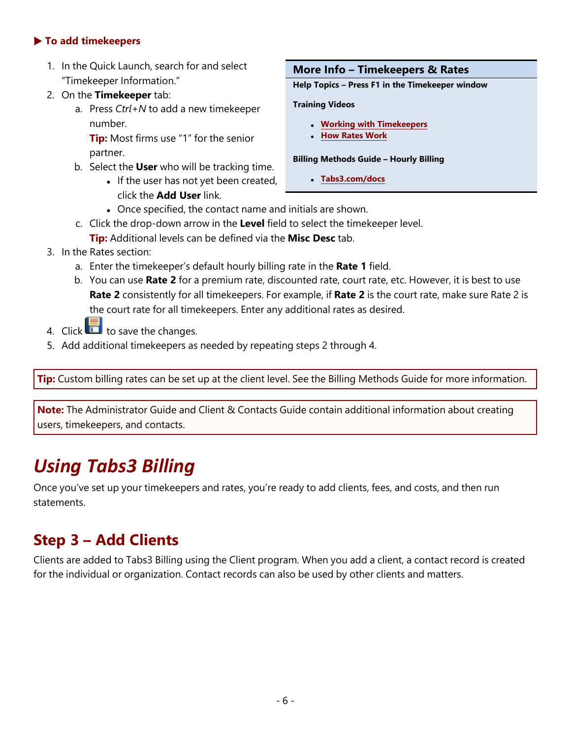**▶ To add timekeepers**

1. In the Quick Launch, search for and select "Timekeeper Information."
2. On the **Timekeeper** tab:
   a. Press *Ctrl+N* to add a new timekeeper number.
      **Tip:** Most firms use "1" for the senior partner.
   b. Select the **User** who will be tracking time.
      - If the user has not yet been created, click the **Add User** link.
      - Once specified, the contact name and initials are shown.
   c. Click the drop-down arrow in the **Level** field to select the timekeeper level.
      **Tip:** Additional levels can be defined via the **Misc Desc** tab.
3. In the Rates section:
   a. Enter the timekeeper's default hourly billing rate in the **Rate 1** field.
   b. You can use **Rate 2** for a premium rate, discounted rate, court rate, etc. However, it is best to use **Rate 2** consistently for all timekeepers. For example, if **Rate 2** is the court rate, make sure Rate 2 is the court rate for all timekeepers. Enter any additional rates as desired.
4. Click [save icon] to save the changes.
5. Add additional timekeepers as needed by repeating steps 2 through 4.

> **More Info – Timekeepers & Rates**
>
> **Help Topics – Press F1 in the Timekeeper window**
>
> **Training Videos**
>
> - Working with Timekeepers
> - How Rates Work
>
> **Billing Methods Guide – Hourly Billing**
>
> - Tabs3.com/docs

**Tip:** Custom billing rates can be set up at the client level. See the Billing Methods Guide for more information.

**Note:** The Administrator Guide and Client & Contacts Guide contain additional information about creating users, timekeepers, and contacts.

# *Using Tabs3 Billing*

Once you've set up your timekeepers and rates, you're ready to add clients, fees, and costs, and then run statements.

## Step 3 – Add Clients

Clients are added to Tabs3 Billing using the Client program. When you add a client, a contact record is created for the individual or organization. Contact records can also be used by other clients and matters.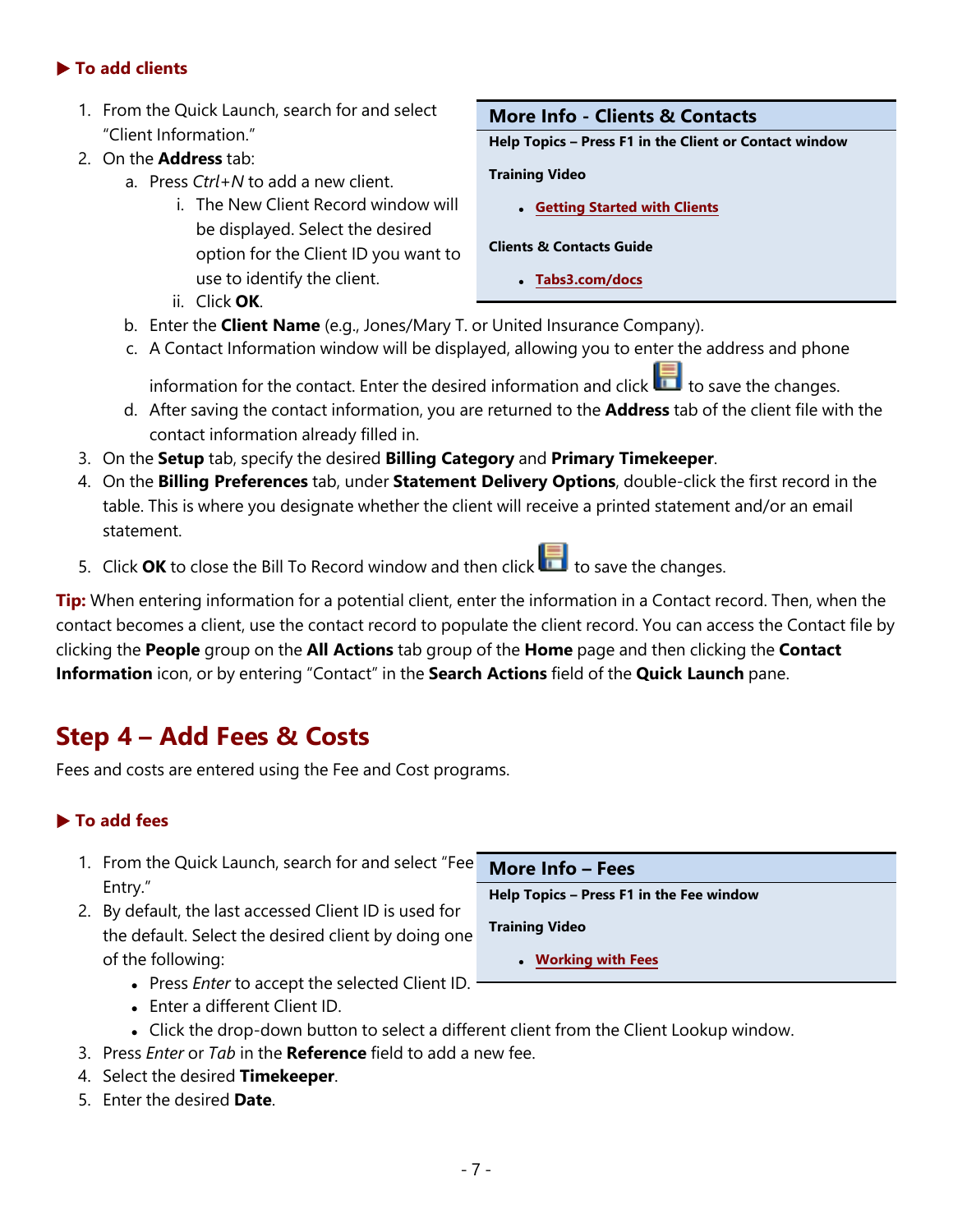### ▶ To add clients

1. From the Quick Launch, search for and select "Client Information."
2. On the **Address** tab:
   a. Press *Ctrl+N* to add a new client.
      i. The New Client Record window will be displayed. Select the desired option for the Client ID you want to use to identify the client.
      ii. Click **OK**.
   b. Enter the **Client Name** (e.g., Jones/Mary T. or United Insurance Company).
   c. A Contact Information window will be displayed, allowing you to enter the address and phone information for the contact. Enter the desired information and click the Save icon to save the changes.
   d. After saving the contact information, you are returned to the **Address** tab of the client file with the contact information already filled in.
3. On the **Setup** tab, specify the desired **Billing Category** and **Primary Timekeeper**.
4. On the **Billing Preferences** tab, under **Statement Delivery Options**, double-click the first record in the table. This is where you designate whether the client will receive a printed statement and/or an email statement.
5. Click **OK** to close the Bill To Record window and then click the Save icon to save the changes.

> **More Info - Clients & Contacts**
>
> **Help Topics – Press F1 in the Client or Contact window**
>
> **Training Video**
>
> - Getting Started with Clients
>
> **Clients & Contacts Guide**
>
> - Tabs3.com/docs

**Tip:** When entering information for a potential client, enter the information in a Contact record. Then, when the contact becomes a client, use the contact record to populate the client record. You can access the Contact file by clicking the **People** group on the **All Actions** tab group of the **Home** page and then clicking the **Contact Information** icon, or by entering "Contact" in the **Search Actions** field of the **Quick Launch** pane.

## Step 4 – Add Fees & Costs

Fees and costs are entered using the Fee and Cost programs.

### ▶ To add fees

1. From the Quick Launch, search for and select "Fee Entry."
2. By default, the last accessed Client ID is used for the default. Select the desired client by doing one of the following:
   - Press *Enter* to accept the selected Client ID.
   - Enter a different Client ID.
   - Click the drop-down button to select a different client from the Client Lookup window.
3. Press *Enter* or *Tab* in the **Reference** field to add a new fee.
4. Select the desired **Timekeeper**.
5. Enter the desired **Date**.

> **More Info – Fees**
>
> **Help Topics – Press F1 in the Fee window**
>
> **Training Video**
>
> - Working with Fees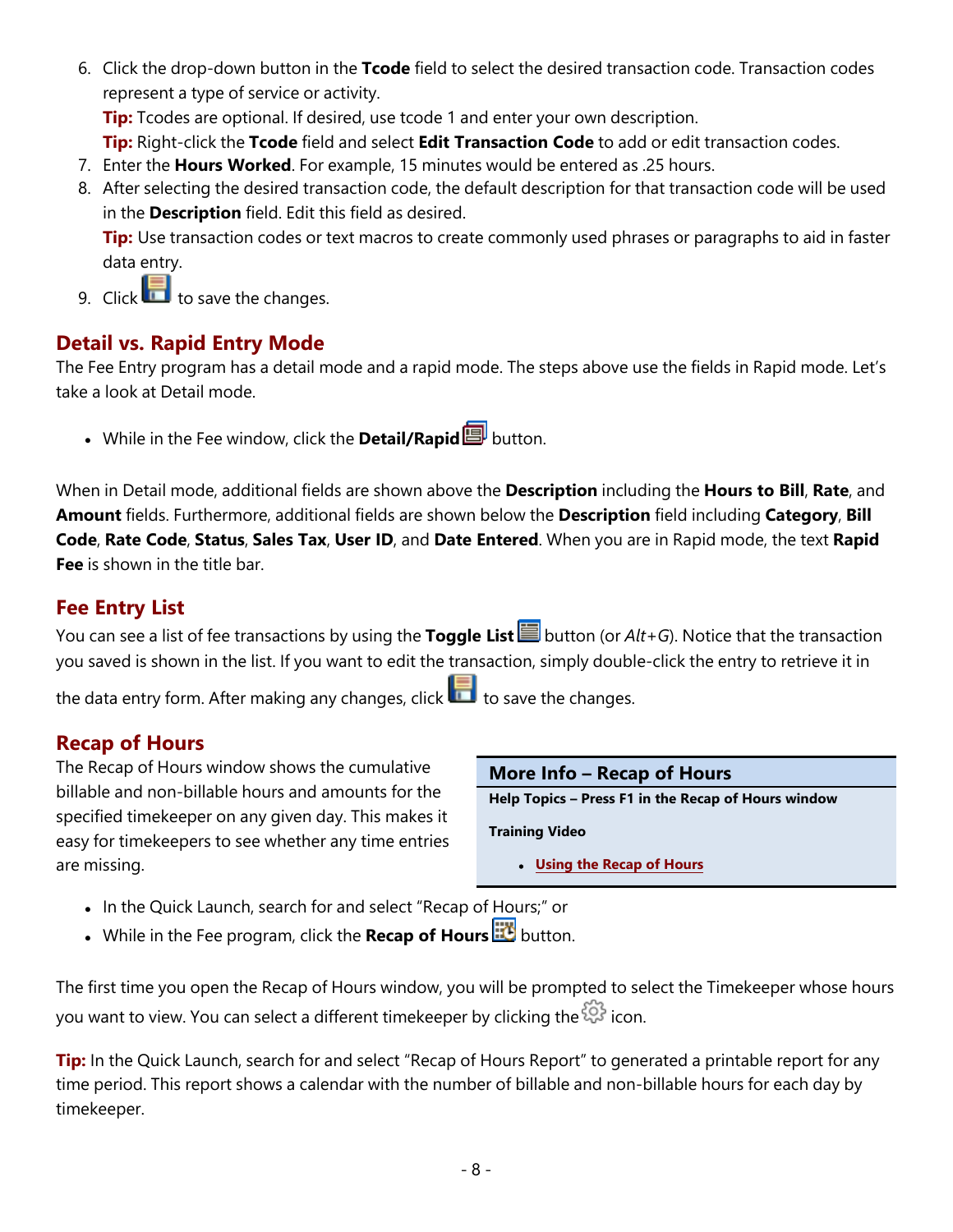6. Click the drop-down button in the **Tcode** field to select the desired transaction code. Transaction codes represent a type of service or activity.
   **Tip:** Tcodes are optional. If desired, use tcode 1 and enter your own description.
   **Tip:** Right-click the **Tcode** field and select **Edit Transaction Code** to add or edit transaction codes.
7. Enter the **Hours Worked**. For example, 15 minutes would be entered as .25 hours.
8. After selecting the desired transaction code, the default description for that transaction code will be used in the **Description** field. Edit this field as desired.
   **Tip:** Use transaction codes or text macros to create commonly used phrases or paragraphs to aid in faster data entry.
9. Click to save the changes.

## Detail vs. Rapid Entry Mode

The Fee Entry program has a detail mode and a rapid mode. The steps above use the fields in Rapid mode. Let's take a look at Detail mode.

- While in the Fee window, click the **Detail/Rapid** button.

When in Detail mode, additional fields are shown above the **Description** including the **Hours to Bill**, **Rate**, and **Amount** fields. Furthermore, additional fields are shown below the **Description** field including **Category**, **Bill Code**, **Rate Code**, **Status**, **Sales Tax**, **User ID**, and **Date Entered**. When you are in Rapid mode, the text **Rapid Fee** is shown in the title bar.

## Fee Entry List

You can see a list of fee transactions by using the **Toggle List** button (or *Alt+G*). Notice that the transaction you saved is shown in the list. If you want to edit the transaction, simply double-click the entry to retrieve it in the data entry form. After making any changes, click to save the changes.

## Recap of Hours

The Recap of Hours window shows the cumulative billable and non-billable hours and amounts for the specified timekeeper on any given day. This makes it easy for timekeepers to see whether any time entries are missing.

**More Info – Recap of Hours**

**Help Topics – Press F1 in the Recap of Hours window**

**Training Video**

- Using the Recap of Hours

- In the Quick Launch, search for and select "Recap of Hours;" or
- While in the Fee program, click the **Recap of Hours** button.

The first time you open the Recap of Hours window, you will be prompted to select the Timekeeper whose hours you want to view. You can select a different timekeeper by clicking the icon.

**Tip:** In the Quick Launch, search for and select "Recap of Hours Report" to generated a printable report for any time period. This report shows a calendar with the number of billable and non-billable hours for each day by timekeeper.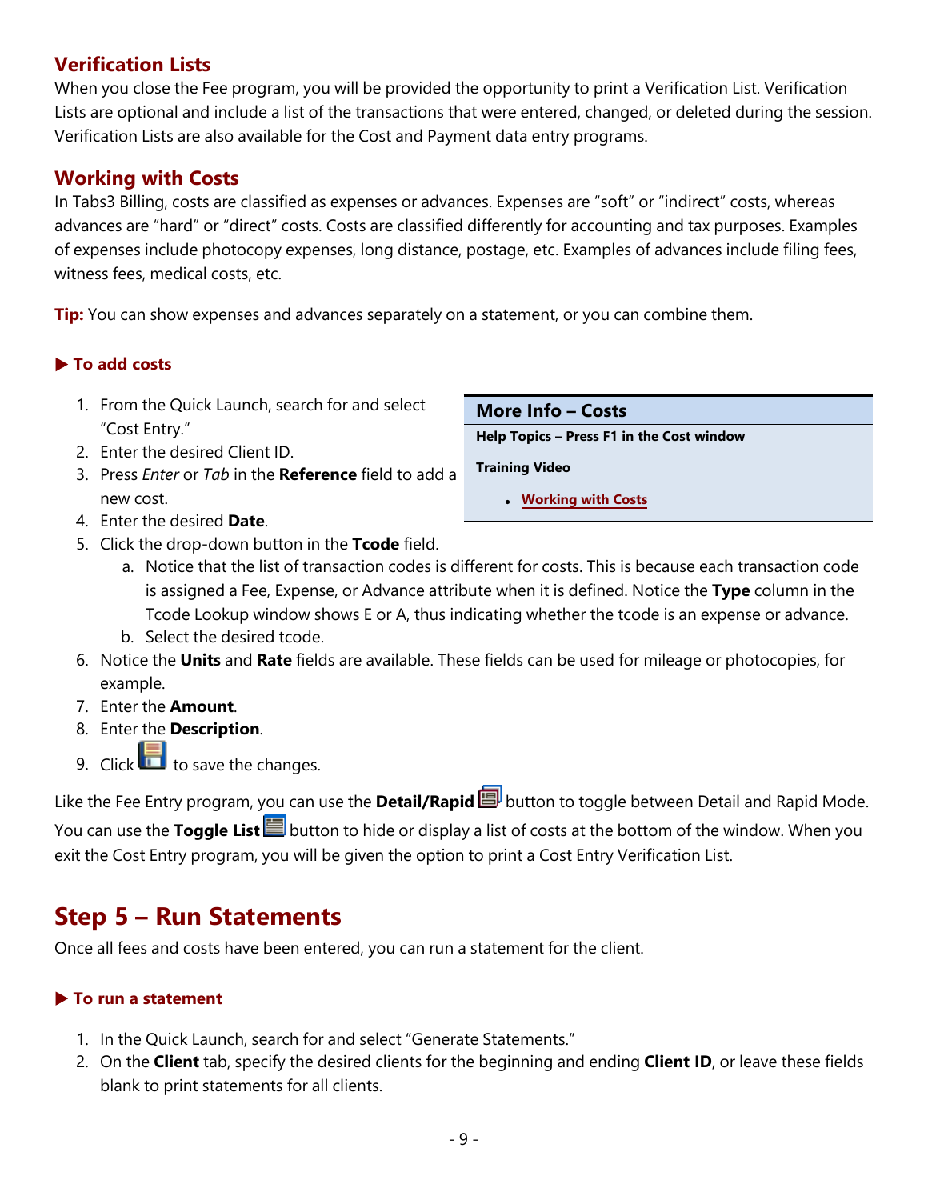## Verification Lists

When you close the Fee program, you will be provided the opportunity to print a Verification List. Verification Lists are optional and include a list of the transactions that were entered, changed, or deleted during the session. Verification Lists are also available for the Cost and Payment data entry programs.

## Working with Costs

In Tabs3 Billing, costs are classified as expenses or advances. Expenses are "soft" or "indirect" costs, whereas advances are "hard" or "direct" costs. Costs are classified differently for accounting and tax purposes. Examples of expenses include photocopy expenses, long distance, postage, etc. Examples of advances include filing fees, witness fees, medical costs, etc.

**Tip:** You can show expenses and advances separately on a statement, or you can combine them.

### ▶ To add costs

1. From the Quick Launch, search for and select "Cost Entry."
2. Enter the desired Client ID.
3. Press *Enter* or *Tab* in the **Reference** field to add a new cost.
4. Enter the desired **Date**.
5. Click the drop-down button in the **Tcode** field.
   a. Notice that the list of transaction codes is different for costs. This is because each transaction code is assigned a Fee, Expense, or Advance attribute when it is defined. Notice the **Type** column in the Tcode Lookup window shows E or A, thus indicating whether the tcode is an expense or advance.
   b. Select the desired tcode.
6. Notice the **Units** and **Rate** fields are available. These fields can be used for mileage or photocopies, for example.
7. Enter the **Amount**.
8. Enter the **Description**.
9. Click to save the changes.

> **More Info – Costs**
>
> **Help Topics – Press F1 in the Cost window**
>
> **Training Video**
>
> - Working with Costs

Like the Fee Entry program, you can use the **Detail/Rapid** button to toggle between Detail and Rapid Mode. You can use the **Toggle List** button to hide or display a list of costs at the bottom of the window. When you exit the Cost Entry program, you will be given the option to print a Cost Entry Verification List.

# Step 5 – Run Statements

Once all fees and costs have been entered, you can run a statement for the client.

### ▶ To run a statement

1. In the Quick Launch, search for and select "Generate Statements."
2. On the **Client** tab, specify the desired clients for the beginning and ending **Client ID**, or leave these fields blank to print statements for all clients.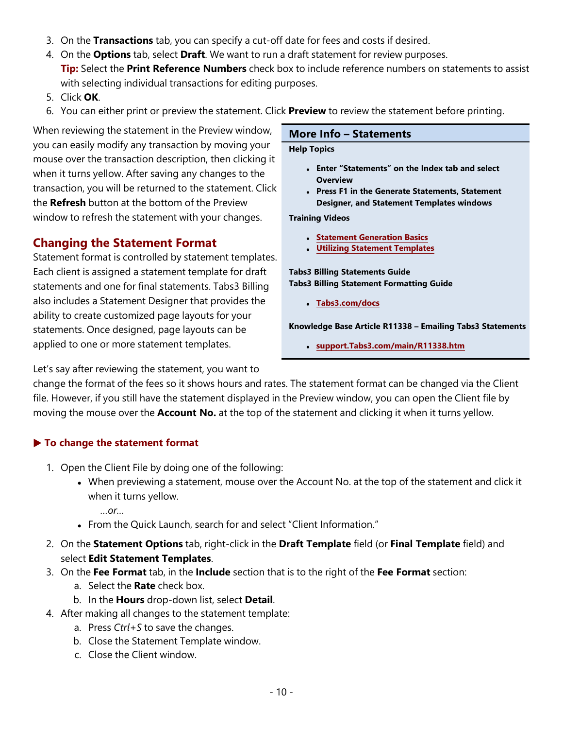3. On the **Transactions** tab, you can specify a cut-off date for fees and costs if desired.
4. On the **Options** tab, select **Draft**. We want to run a draft statement for review purposes.
   **Tip:** Select the **Print Reference Numbers** check box to include reference numbers on statements to assist with selecting individual transactions for editing purposes.
5. Click **OK**.
6. You can either print or preview the statement. Click **Preview** to review the statement before printing.

When reviewing the statement in the Preview window, you can easily modify any transaction by moving your mouse over the transaction description, then clicking it when it turns yellow. After saving any changes to the transaction, you will be returned to the statement. Click the **Refresh** button at the bottom of the Preview window to refresh the statement with your changes.

## Changing the Statement Format

Statement format is controlled by statement templates. Each client is assigned a statement template for draft statements and one for final statements. Tabs3 Billing also includes a Statement Designer that provides the ability to create customized page layouts for your statements. Once designed, page layouts can be applied to one or more statement templates.

Let's say after reviewing the statement, you want to change the format of the fees so it shows hours and rates. The statement format can be changed via the Client file. However, if you still have the statement displayed in the Preview window, you can open the Client file by moving the mouse over the **Account No.** at the top of the statement and clicking it when it turns yellow.

> ### More Info – Statements
>
> **Help Topics**
>
> - **Enter "Statements" on the Index tab and select Overview**
> - **Press F1 in the Generate Statements, Statement Designer, and Statement Templates windows**
>
> **Training Videos**
>
> - **Statement Generation Basics**
> - **Utilizing Statement Templates**
>
> **Tabs3 Billing Statements Guide**
> **Tabs3 Billing Statement Formatting Guide**
>
> - **Tabs3.com/docs**
>
> **Knowledge Base Article R11338 – Emailing Tabs3 Statements**
>
> - **support.Tabs3.com/main/R11338.htm**

### ▶ To change the statement format

1. Open the Client File by doing one of the following:
   - When previewing a statement, mouse over the Account No. at the top of the statement and click it when it turns yellow.
     *…or…*
   - From the Quick Launch, search for and select "Client Information."
2. On the **Statement Options** tab, right-click in the **Draft Template** field (or **Final Template** field) and select **Edit Statement Templates**.
3. On the **Fee Format** tab, in the **Include** section that is to the right of the **Fee Format** section:
   a. Select the **Rate** check box.
   b. In the **Hours** drop-down list, select **Detail**.
4. After making all changes to the statement template:
   a. Press *Ctrl+S* to save the changes.
   b. Close the Statement Template window.
   c. Close the Client window.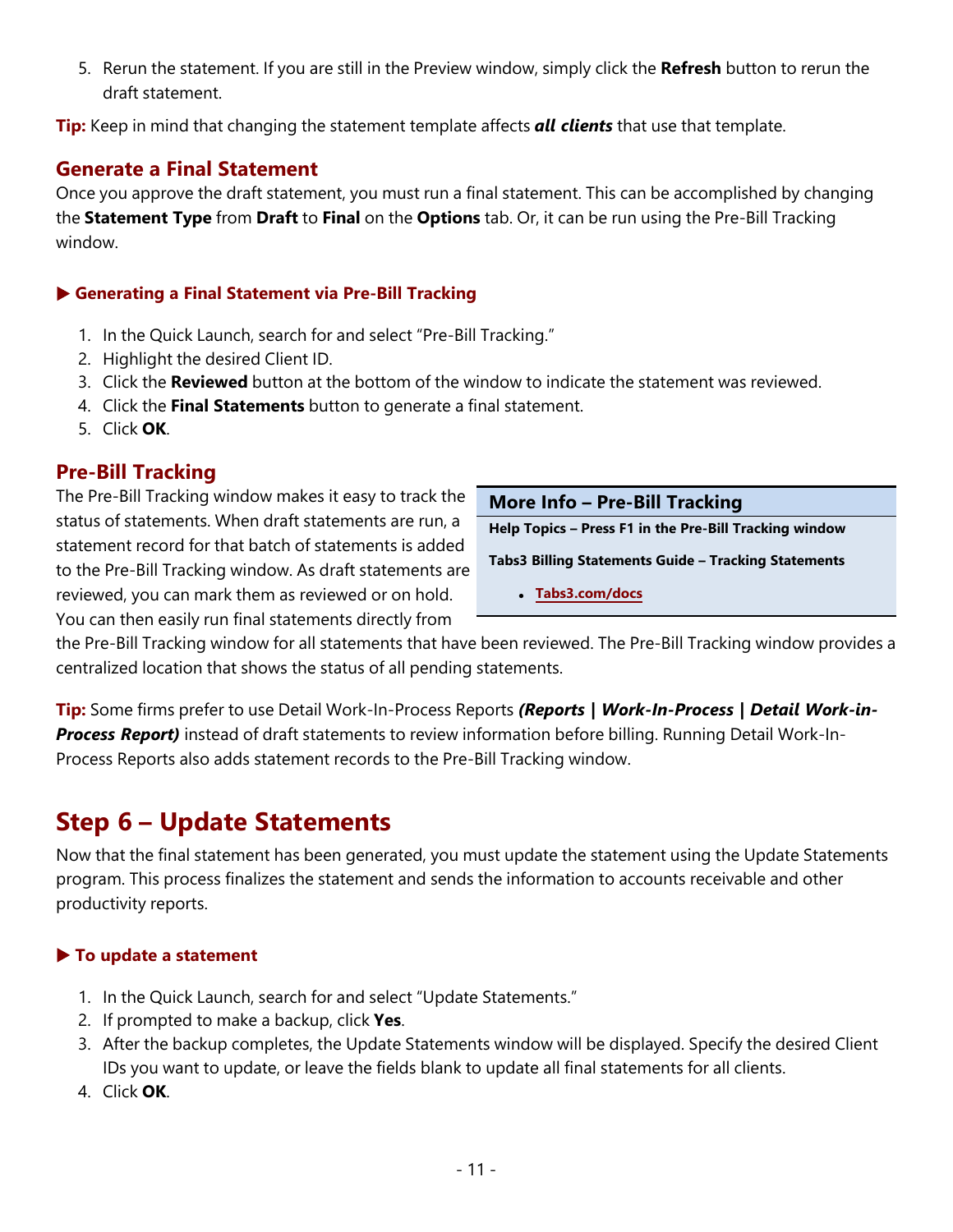5. Rerun the statement. If you are still in the Preview window, simply click the **Refresh** button to rerun the draft statement.

**Tip:** Keep in mind that changing the statement template affects ***all clients*** that use that template.

### Generate a Final Statement

Once you approve the draft statement, you must run a final statement. This can be accomplished by changing the **Statement Type** from **Draft** to **Final** on the **Options** tab. Or, it can be run using the Pre-Bill Tracking window.

#### ▶ Generating a Final Statement via Pre-Bill Tracking

1. In the Quick Launch, search for and select "Pre-Bill Tracking."
2. Highlight the desired Client ID.
3. Click the **Reviewed** button at the bottom of the window to indicate the statement was reviewed.
4. Click the **Final Statements** button to generate a final statement.
5. Click **OK**.

### Pre-Bill Tracking

The Pre-Bill Tracking window makes it easy to track the status of statements. When draft statements are run, a statement record for that batch of statements is added to the Pre-Bill Tracking window. As draft statements are reviewed, you can mark them as reviewed or on hold. You can then easily run final statements directly from the Pre-Bill Tracking window for all statements that have been reviewed. The Pre-Bill Tracking window provides a centralized location that shows the status of all pending statements.

> **More Info – Pre-Bill Tracking**
>
> **Help Topics – Press F1 in the Pre-Bill Tracking window**
>
> **Tabs3 Billing Statements Guide – Tracking Statements**
>
> - **Tabs3.com/docs**

**Tip:** Some firms prefer to use Detail Work-In-Process Reports ***(Reports | Work-In-Process | Detail Work-in-Process Report)*** instead of draft statements to review information before billing. Running Detail Work-In-Process Reports also adds statement records to the Pre-Bill Tracking window.

## Step 6 – Update Statements

Now that the final statement has been generated, you must update the statement using the Update Statements program. This process finalizes the statement and sends the information to accounts receivable and other productivity reports.

#### ▶ To update a statement

1. In the Quick Launch, search for and select "Update Statements."
2. If prompted to make a backup, click **Yes**.
3. After the backup completes, the Update Statements window will be displayed. Specify the desired Client IDs you want to update, or leave the fields blank to update all final statements for all clients.
4. Click **OK**.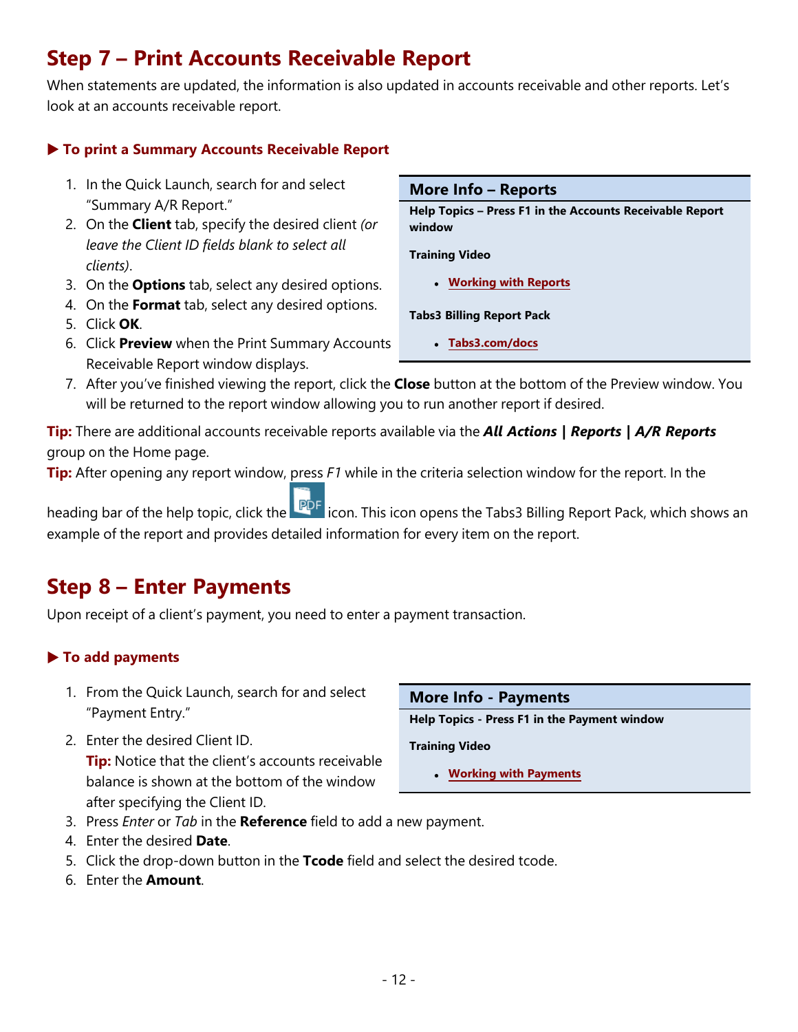## Step 7 – Print Accounts Receivable Report

When statements are updated, the information is also updated in accounts receivable and other reports. Let's look at an accounts receivable report.

### ▶ To print a Summary Accounts Receivable Report

1. In the Quick Launch, search for and select "Summary A/R Report."
2. On the **Client** tab, specify the desired client *(or leave the Client ID fields blank to select all clients)*.
3. On the **Options** tab, select any desired options.
4. On the **Format** tab, select any desired options.
5. Click **OK**.
6. Click **Preview** when the Print Summary Accounts Receivable Report window displays.
7. After you've finished viewing the report, click the **Close** button at the bottom of the Preview window. You will be returned to the report window allowing you to run another report if desired.

> **More Info – Reports**
>
> **Help Topics – Press F1 in the Accounts Receivable Report window**
>
> **Training Video**
>
> - **Working with Reports**
>
> **Tabs3 Billing Report Pack**
>
> - **Tabs3.com/docs**

**Tip:** There are additional accounts receivable reports available via the ***All Actions | Reports | A/R Reports*** group on the Home page.

**Tip:** After opening any report window, press *F1* while in the criteria selection window for the report. In the heading bar of the help topic, click the PDF icon. This icon opens the Tabs3 Billing Report Pack, which shows an example of the report and provides detailed information for every item on the report.

## Step 8 – Enter Payments

Upon receipt of a client's payment, you need to enter a payment transaction.

### ▶ To add payments

1. From the Quick Launch, search for and select "Payment Entry."
2. Enter the desired Client ID.
   **Tip:** Notice that the client's accounts receivable balance is shown at the bottom of the window after specifying the Client ID.
3. Press *Enter* or *Tab* in the **Reference** field to add a new payment.
4. Enter the desired **Date**.
5. Click the drop-down button in the **Tcode** field and select the desired tcode.
6. Enter the **Amount**.

> **More Info - Payments**
>
> **Help Topics - Press F1 in the Payment window**
>
> **Training Video**
>
> - **Working with Payments**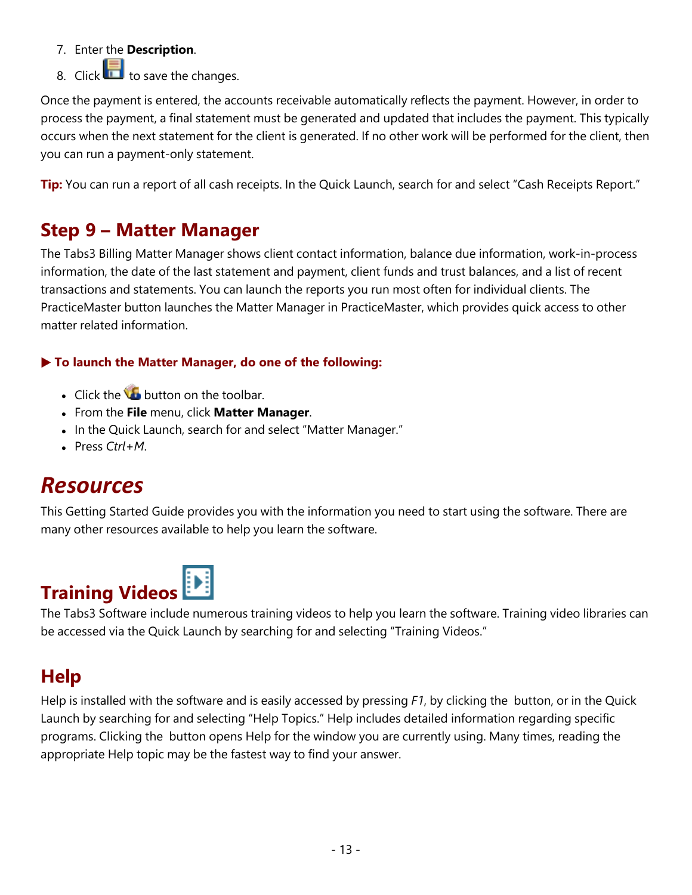7. Enter the **Description**.
8. Click  to save the changes.

Once the payment is entered, the accounts receivable automatically reflects the payment. However, in order to process the payment, a final statement must be generated and updated that includes the payment. This typically occurs when the next statement for the client is generated. If no other work will be performed for the client, then you can run a payment-only statement.

**Tip:** You can run a report of all cash receipts. In the Quick Launch, search for and select "Cash Receipts Report."

## Step 9 – Matter Manager

The Tabs3 Billing Matter Manager shows client contact information, balance due information, work-in-process information, the date of the last statement and payment, client funds and trust balances, and a list of recent transactions and statements. You can launch the reports you run most often for individual clients. The PracticeMaster button launches the Matter Manager in PracticeMaster, which provides quick access to other matter related information.

**▶ To launch the Matter Manager, do one of the following:**

- Click the  button on the toolbar.
- From the **File** menu, click **Matter Manager**.
- In the Quick Launch, search for and select "Matter Manager."
- Press *Ctrl+M*.

# *Resources*

This Getting Started Guide provides you with the information you need to start using the software. There are many other resources available to help you learn the software.

## Training Videos

The Tabs3 Software include numerous training videos to help you learn the software. Training video libraries can be accessed via the Quick Launch by searching for and selecting "Training Videos."

## Help

Help is installed with the software and is easily accessed by pressing *F1*, by clicking the  button, or in the Quick Launch by searching for and selecting "Help Topics." Help includes detailed information regarding specific programs. Clicking the  button opens Help for the window you are currently using. Many times, reading the appropriate Help topic may be the fastest way to find your answer.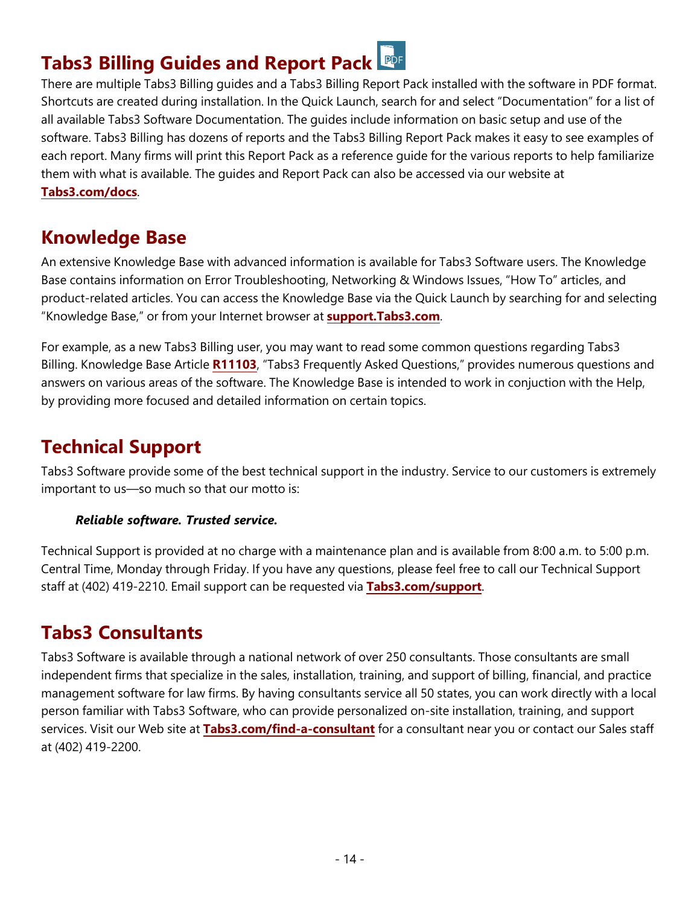## Tabs3 Billing Guides and Report Pack

There are multiple Tabs3 Billing guides and a Tabs3 Billing Report Pack installed with the software in PDF format. Shortcuts are created during installation. In the Quick Launch, search for and select "Documentation" for a list of all available Tabs3 Software Documentation. The guides include information on basic setup and use of the software. Tabs3 Billing has dozens of reports and the Tabs3 Billing Report Pack makes it easy to see examples of each report. Many firms will print this Report Pack as a reference guide for the various reports to help familiarize them with what is available. The guides and Report Pack can also be accessed via our website at **Tabs3.com/docs**.

## Knowledge Base

An extensive Knowledge Base with advanced information is available for Tabs3 Software users. The Knowledge Base contains information on Error Troubleshooting, Networking & Windows Issues, "How To" articles, and product-related articles. You can access the Knowledge Base via the Quick Launch by searching for and selecting "Knowledge Base," or from your Internet browser at **support.Tabs3.com**.

For example, as a new Tabs3 Billing user, you may want to read some common questions regarding Tabs3 Billing. Knowledge Base Article **R11103**, "Tabs3 Frequently Asked Questions," provides numerous questions and answers on various areas of the software. The Knowledge Base is intended to work in conjuction with the Help, by providing more focused and detailed information on certain topics.

## Technical Support

Tabs3 Software provide some of the best technical support in the industry. Service to our customers is extremely important to us—so much so that our motto is:

> ***Reliable software. Trusted service.***

Technical Support is provided at no charge with a maintenance plan and is available from 8:00 a.m. to 5:00 p.m. Central Time, Monday through Friday. If you have any questions, please feel free to call our Technical Support staff at (402) 419-2210. Email support can be requested via **Tabs3.com/support**.

## Tabs3 Consultants

Tabs3 Software is available through a national network of over 250 consultants. Those consultants are small independent firms that specialize in the sales, installation, training, and support of billing, financial, and practice management software for law firms. By having consultants service all 50 states, you can work directly with a local person familiar with Tabs3 Software, who can provide personalized on-site installation, training, and support services. Visit our Web site at **Tabs3.com/find-a-consultant** for a consultant near you or contact our Sales staff at (402) 419-2200.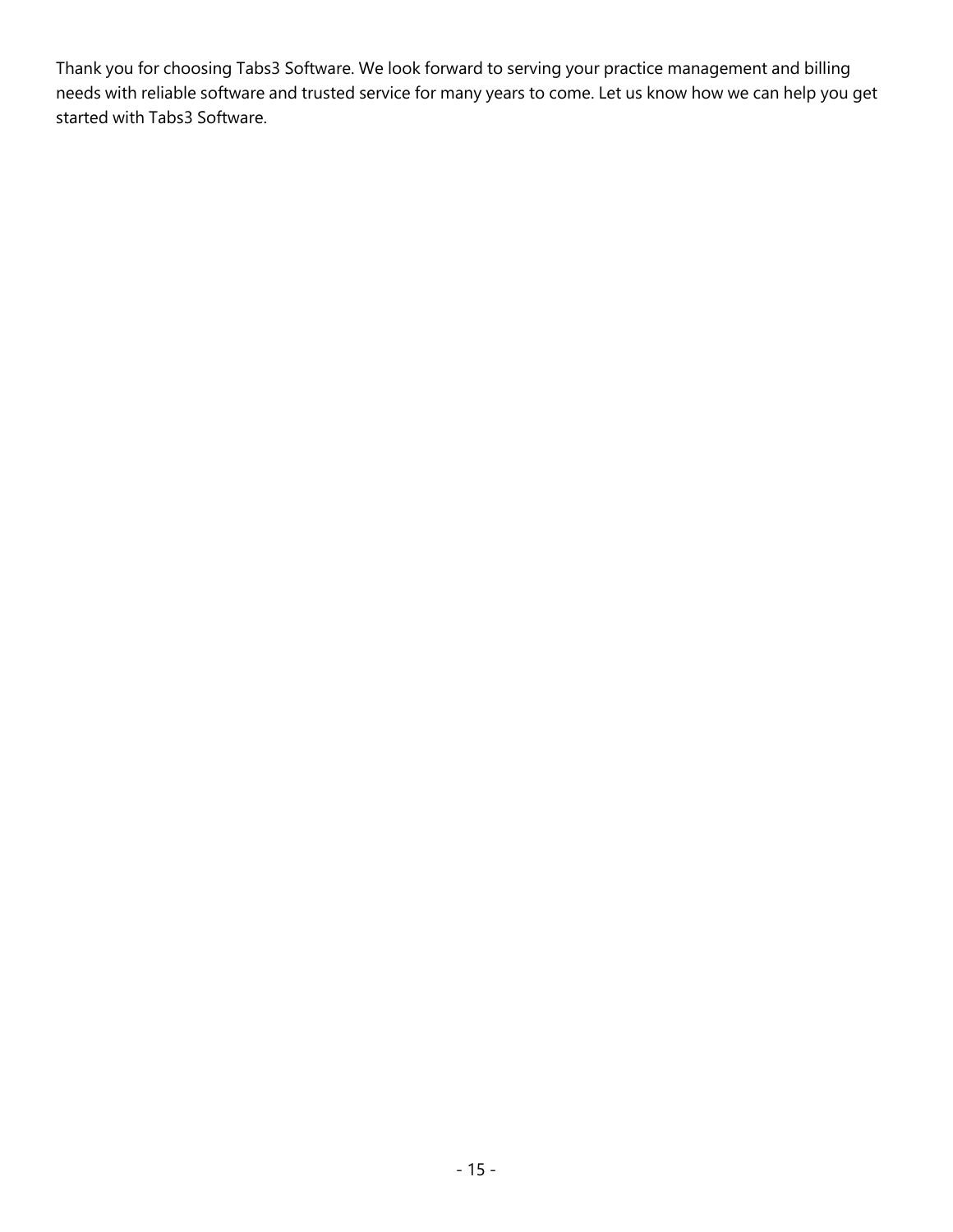Thank you for choosing Tabs3 Software. We look forward to serving your practice management and billing needs with reliable software and trusted service for many years to come. Let us know how we can help you get started with Tabs3 Software.